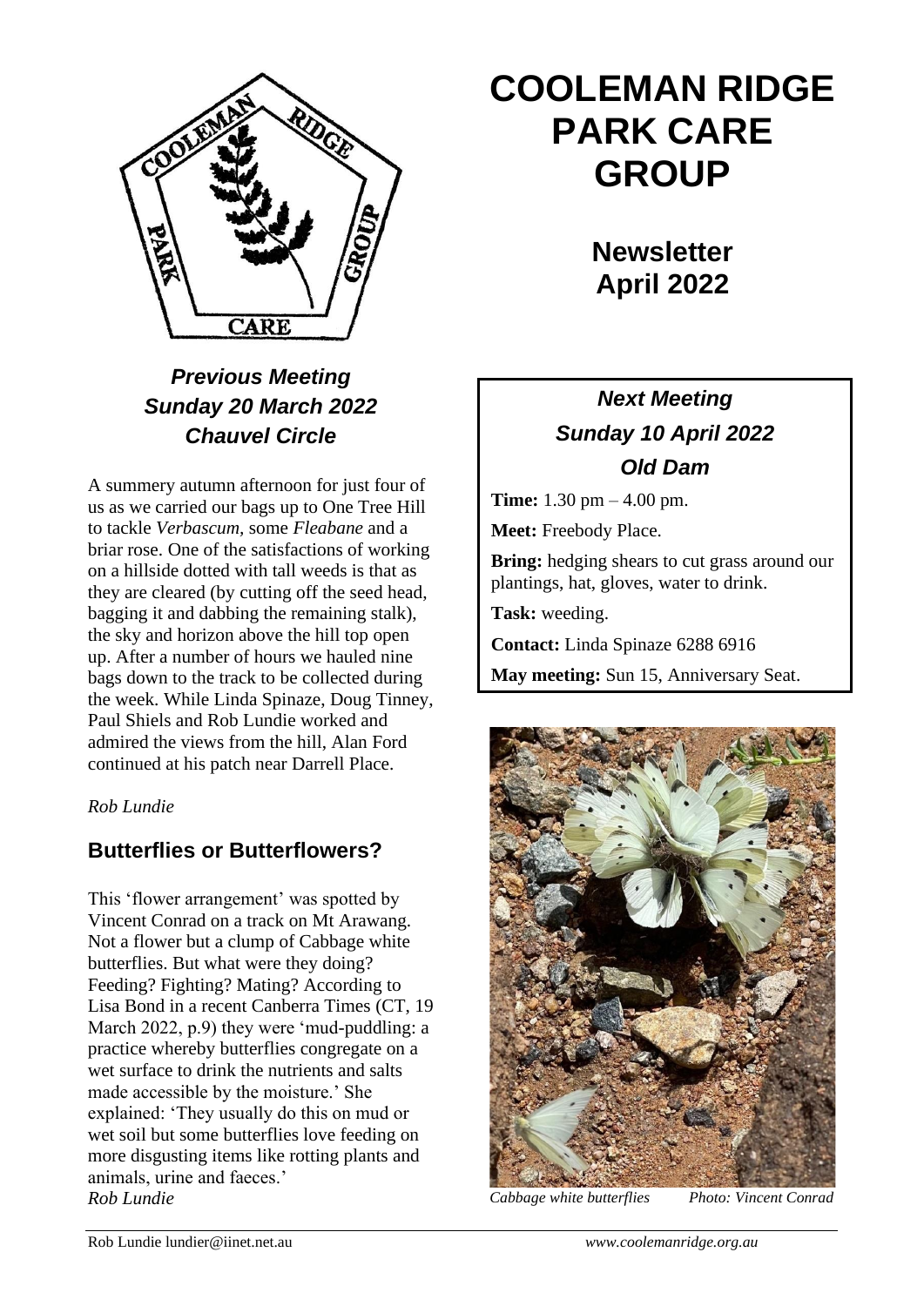# COOLEMAN RIDGE PARK CARE GROUP

## Newsletter April 2022

### *Previous Meeting Sunday 20 March 2022 Chauvel Circle*

A summery autumn afternoon for just four of us as we carried our bags up to One Tree Hill to tackle *Verbascum,* some *Fleabane* and a briar rose. One of the satisfactions of working on a hillside dotted with tall weeds is that as they are cleared (by cutting off the seed head, bagging it and dabbing the remaining stalk), the sky and horizon above the hill top open up. After a number of hours we hauled nine bags down to the track to be collected during the week. While Linda Spinaze, Doug Tinney, Paul Shiels and Rob Lundie worked and admired the views from the hill, Alan Ford continued at his patch near Darrell Place.

*Rob Lundie*

### *Next Meeting Sunday 10 April 2022 Old Dam*

**Time:** 1.30 pm – 4.00 pm.

**Meet:** Freebody Place.

**Bring:** hedging shears to cut grass around our plantings, hat, gloves, water to drink.

**Task:** weeding.

**Contact:** Linda Spinaze 6288 6916

**May meeting:** Sun 15, Anniversary Seat.

## Butterflies or Butterflowers?

This 'flower arrangement' was spotted by Vincent Conrad on a track on Mt Arawang. Not a flower but a clump of Cabbage white butterflies. But what were they doing? Feeding? Fighting? Mating? According to Lisa Bond in a recent Canberra Times (CT, 19 March 2022, p.9) they were 'mud-puddling: a practice whereby butterflies congregate on a wet surface to drink the nutrients and salts made accessible by the moisture.' She explained: 'They usually do this on mud or wet soil but some butterflies love feeding on more disgusting items like rotting plants and animals, urine and faeces.'

*Rob Lundie*

*Cabbage white butterflies     Photo: Vincent Conrad*

Rob Lundie lundier@iinet.net.au     *www.coolemanridge.org.au*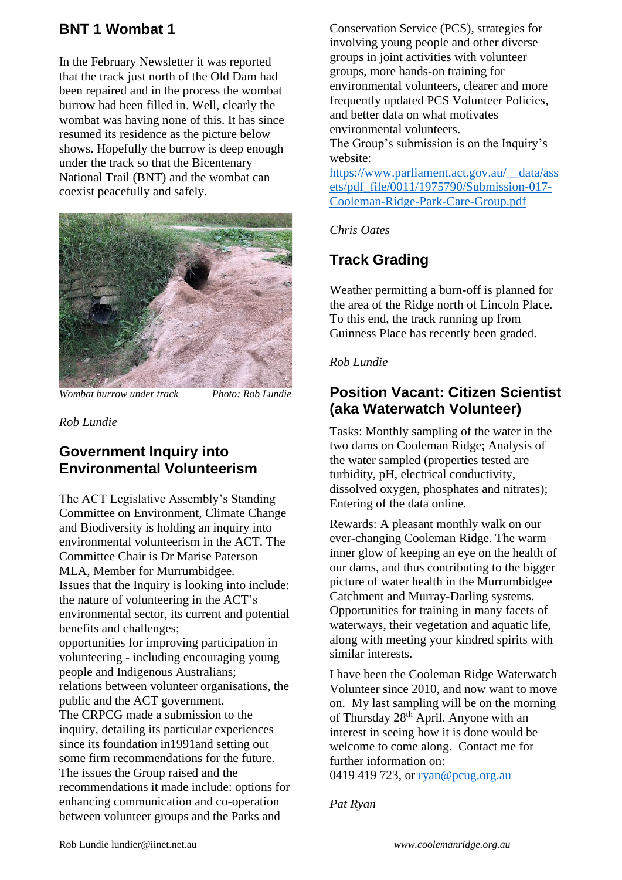## BNT 1 Wombat 1

In the February Newsletter it was reported that the track just north of the Old Dam had been repaired and in the process the wombat burrow had been filled in. Well, clearly the wombat was having none of this. It has since resumed its residence as the picture below shows. Hopefully the burrow is deep enough under the track so that the Bicentenary National Trail (BNT) and the wombat can coexist peacefully and safely.

*Wombat burrow under track* *Photo: Rob Lundie*

*Rob Lundie*

## Government Inquiry into Environmental Volunteerism

The ACT Legislative Assembly's Standing Committee on Environment, Climate Change and Biodiversity is holding an inquiry into environmental volunteerism in the ACT. The Committee Chair is Dr Marise Paterson MLA, Member for Murrumbidgee.

Issues that the Inquiry is looking into include: the nature of volunteering in the ACT's environmental sector, its current and potential benefits and challenges;

opportunities for improving participation in volunteering - including encouraging young people and Indigenous Australians;

relations between volunteer organisations, the public and the ACT government.

The CRPCG made a submission to the inquiry, detailing its particular experiences since its foundation in1991and setting out some firm recommendations for the future.

The issues the Group raised and the recommendations it made include: options for enhancing communication and co-operation between volunteer groups and the Parks and Conservation Service (PCS), strategies for involving young people and other diverse groups in joint activities with volunteer groups, more hands-on training for environmental volunteers, clearer and more frequently updated PCS Volunteer Policies, and better data on what motivates environmental volunteers.

The Group's submission is on the Inquiry's website:
https://www.parliament.act.gov.au/__data/assets/pdf_file/0011/1975790/Submission-017-Cooleman-Ridge-Park-Care-Group.pdf

*Chris Oates*

## Track Grading

Weather permitting a burn-off is planned for the area of the Ridge north of Lincoln Place. To this end, the track running up from Guinness Place has recently been graded.

*Rob Lundie*

## Position Vacant: Citizen Scientist (aka Waterwatch Volunteer)

Tasks: Monthly sampling of the water in the two dams on Cooleman Ridge; Analysis of the water sampled (properties tested are turbidity, pH, electrical conductivity, dissolved oxygen, phosphates and nitrates); Entering of the data online.

Rewards: A pleasant monthly walk on our ever-changing Cooleman Ridge. The warm inner glow of keeping an eye on the health of our dams, and thus contributing to the bigger picture of water health in the Murrumbidgee Catchment and Murray-Darling systems. Opportunities for training in many facets of waterways, their vegetation and aquatic life, along with meeting your kindred spirits with similar interests.

I have been the Cooleman Ridge Waterwatch Volunteer since 2010, and now want to move on. My last sampling will be on the morning of Thursday 28th April. Anyone with an interest in seeing how it is done would be welcome to come along. Contact me for further information on:
0419 419 723, or ryan@pcug.org.au

*Pat Ryan*